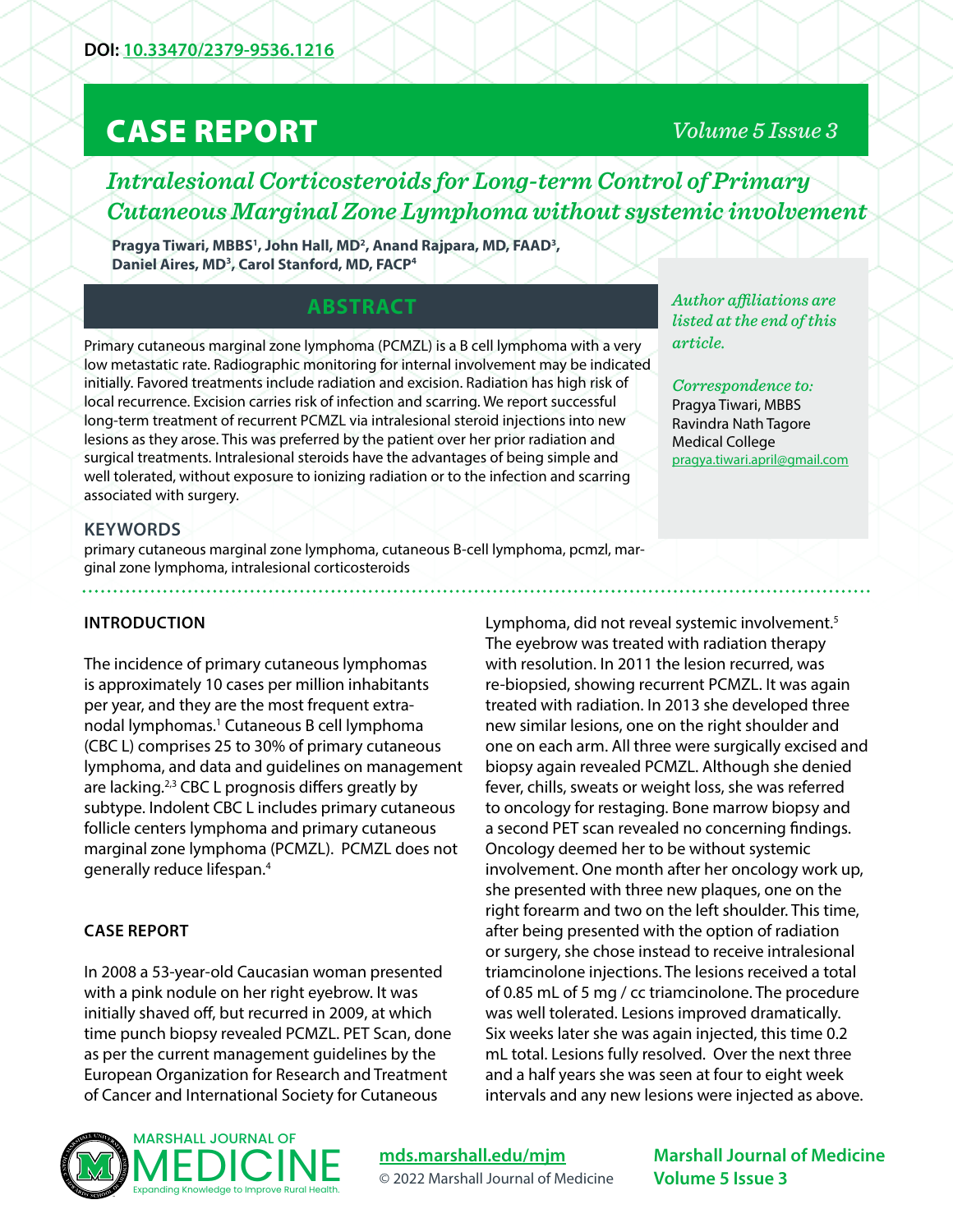DOI: 10.33470/2379-9536.1216

# CASE REPORT

# Intralesional Corticosteroids for Long-term Control of Primary Cutaneous Marginal Zone Lymphoma without systemic involvement

**Pragya Tiwari, MBBS[1], John Hall, MD[2], Anand Rajpara, MD, FAAD[3], Daniel Aires, MD[3], Carol Stanford, MD, FACP[4]**

*Author affiliations are listed at the end of this article.*

*Correspondence to:*
Pragya Tiwari, MBBS
Ravindra Nath Tagore Medical College
pragya.tiwari.april@gmail.com

## ABSTRACT

Primary cutaneous marginal zone lymphoma (PCMZL) is a B cell lymphoma with a very low metastatic rate. Radiographic monitoring for internal involvement may be indicated initially. Favored treatments include radiation and excision. Radiation has high risk of local recurrence. Excision carries risk of infection and scarring. We report successful long-term treatment of recurrent PCMZL via intralesional steroid injections into new lesions as they arose. This was preferred by the patient over her prior radiation and surgical treatments. Intralesional steroids have the advantages of being simple and well tolerated, without exposure to ionizing radiation or to the infection and scarring associated with surgery.

### KEYWORDS

primary cutaneous marginal zone lymphoma, cutaneous B-cell lymphoma, pcmzl, marginal zone lymphoma, intralesional corticosteroids

## INTRODUCTION

The incidence of primary cutaneous lymphomas is approximately 10 cases per million inhabitants per year, and they are the most frequent extranodal lymphomas.[1] Cutaneous B cell lymphoma (CBC L) comprises 25 to 30% of primary cutaneous lymphoma, and data and guidelines on management are lacking.[2,3] CBC L prognosis differs greatly by subtype. Indolent CBC L includes primary cutaneous follicle centers lymphoma and primary cutaneous marginal zone lymphoma (PCMZL). PCMZL does not generally reduce lifespan.[4]

## CASE REPORT

In 2008 a 53-year-old Caucasian woman presented with a pink nodule on her right eyebrow. It was initially shaved off, but recurred in 2009, at which time punch biopsy revealed PCMZL. PET Scan, done as per the current management guidelines by the European Organization for Research and Treatment of Cancer and International Society for Cutaneous Lymphoma, did not reveal systemic involvement.[5] The eyebrow was treated with radiation therapy with resolution. In 2011 the lesion recurred, was re-biopsied, showing recurrent PCMZL. It was again treated with radiation. In 2013 she developed three new similar lesions, one on the right shoulder and one on each arm. All three were surgically excised and biopsy again revealed PCMZL. Although she denied fever, chills, sweats or weight loss, she was referred to oncology for restaging. Bone marrow biopsy and a second PET scan revealed no concerning findings. Oncology deemed her to be without systemic involvement. One month after her oncology work up, she presented with three new plaques, one on the right forearm and two on the left shoulder. This time, after being presented with the option of radiation or surgery, she chose instead to receive intralesional triamcinolone injections. The lesions received a total of 0.85 mL of 5 mg / cc triamcinolone. The procedure was well tolerated. Lesions improved dramatically. Six weeks later she was again injected, this time 0.2 mL total. Lesions fully resolved. Over the next three and a half years she was seen at four to eight week intervals and any new lesions were injected as above.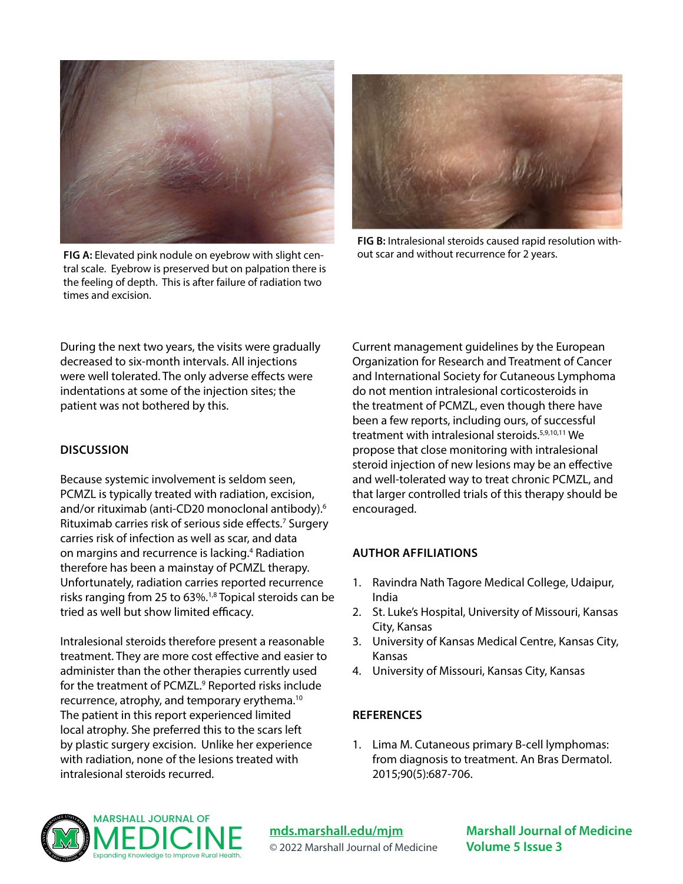FIG A: Elevated pink nodule on eyebrow with slight central scale. Eyebrow is preserved but on palpation there is the feeling of depth. This is after failure of radiation two times and excision.

FIG B: Intralesional steroids caused rapid resolution without scar and without recurrence for 2 years.

During the next two years, the visits were gradually decreased to six-month intervals. All injections were well tolerated. The only adverse effects were indentations at some of the injection sites; the patient was not bothered by this.

## DISCUSSION

Because systemic involvement is seldom seen, PCMZL is typically treated with radiation, excision, and/or rituximab (anti-CD20 monoclonal antibody).[6] Rituximab carries risk of serious side effects.[7] Surgery carries risk of infection as well as scar, and data on margins and recurrence is lacking.[4] Radiation therefore has been a mainstay of PCMZL therapy. Unfortunately, radiation carries reported recurrence risks ranging from 25 to 63%.[1,8] Topical steroids can be tried as well but show limited efficacy.

Intralesional steroids therefore present a reasonable treatment. They are more cost effective and easier to administer than the other therapies currently used for the treatment of PCMZL.[9] Reported risks include recurrence, atrophy, and temporary erythema.[10] The patient in this report experienced limited local atrophy. She preferred this to the scars left by plastic surgery excision. Unlike her experience with radiation, none of the lesions treated with intralesional steroids recurred.

Current management guidelines by the European Organization for Research and Treatment of Cancer and International Society for Cutaneous Lymphoma do not mention intralesional corticosteroids in the treatment of PCMZL, even though there have been a few reports, including ours, of successful treatment with intralesional steroids.[5,9,10,11] We propose that close monitoring with intralesional steroid injection of new lesions may be an effective and well-tolerated way to treat chronic PCMZL, and that larger controlled trials of this therapy should be encouraged.

## AUTHOR AFFILIATIONS

1. Ravindra Nath Tagore Medical College, Udaipur, India
2. St. Luke's Hospital, University of Missouri, Kansas City, Kansas
3. University of Kansas Medical Centre, Kansas City, Kansas
4. University of Missouri, Kansas City, Kansas

## REFERENCES

1. Lima M. Cutaneous primary B-cell lymphomas: from diagnosis to treatment. An Bras Dermatol. 2015;90(5):687-706.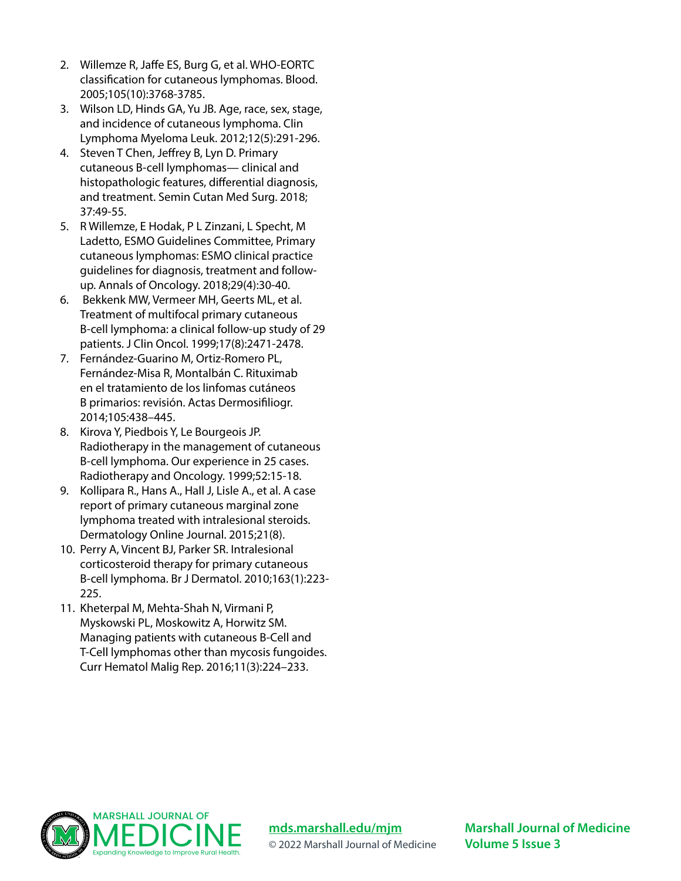2. Willemze R, Jaffe ES, Burg G, et al. WHO-EORTC classification for cutaneous lymphomas. Blood. 2005;105(10):3768-3785.
3. Wilson LD, Hinds GA, Yu JB. Age, race, sex, stage, and incidence of cutaneous lymphoma. Clin Lymphoma Myeloma Leuk. 2012;12(5):291-296.
4. Steven T Chen, Jeffrey B, Lyn D. Primary cutaneous B-cell lymphomas— clinical and histopathologic features, differential diagnosis, and treatment. Semin Cutan Med Surg. 2018; 37:49-55.
5. R Willemze, E Hodak, P L Zinzani, L Specht, M Ladetto, ESMO Guidelines Committee, Primary cutaneous lymphomas: ESMO clinical practice guidelines for diagnosis, treatment and follow-up. Annals of Oncology. 2018;29(4):30-40.
6. Bekkenk MW, Vermeer MH, Geerts ML, et al. Treatment of multifocal primary cutaneous B-cell lymphoma: a clinical follow-up study of 29 patients. J Clin Oncol. 1999;17(8):2471-2478.
7. Fernández-Guarino M, Ortiz-Romero PL, Fernández-Misa R, Montalbán C. Rituximab en el tratamiento de los linfomas cutáneos B primarios: revisión. Actas Dermosifiliogr. 2014;105:438–445.
8. Kirova Y, Piedbois Y, Le Bourgeois JP. Radiotherapy in the management of cutaneous B-cell lymphoma. Our experience in 25 cases. Radiotherapy and Oncology. 1999;52:15-18.
9. Kollipara R., Hans A., Hall J, Lisle A., et al. A case report of primary cutaneous marginal zone lymphoma treated with intralesional steroids. Dermatology Online Journal. 2015;21(8).
10. Perry A, Vincent BJ, Parker SR. Intralesional corticosteroid therapy for primary cutaneous B-cell lymphoma. Br J Dermatol. 2010;163(1):223-225.
11. Kheterpal M, Mehta-Shah N, Virmani P, Myskowski PL, Moskowitz A, Horwitz SM. Managing patients with cutaneous B-Cell and T-Cell lymphomas other than mycosis fungoides. Curr Hematol Malig Rep. 2016;11(3):224–233.